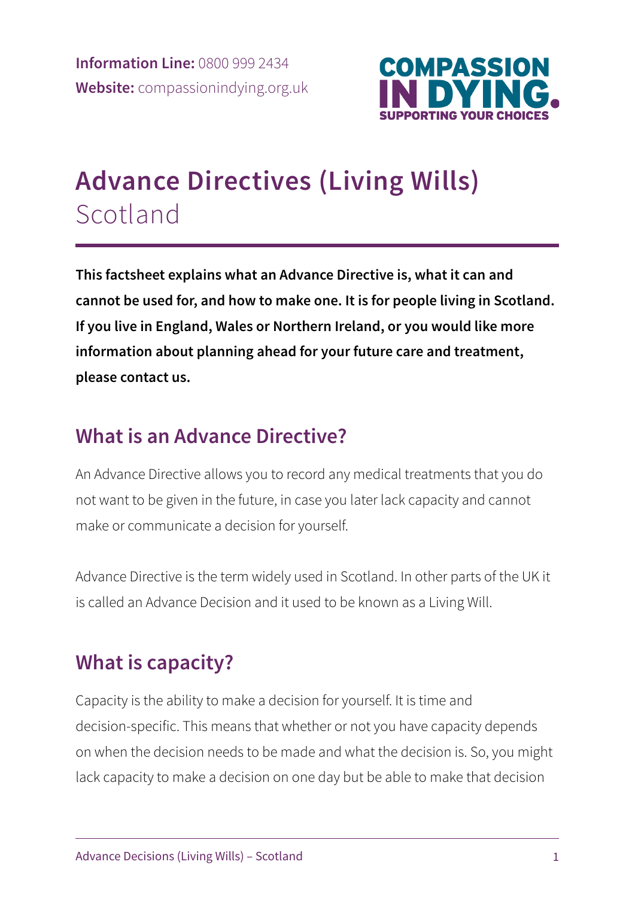**Information Line:** 0800 999 2434
**Website:** compassionindying.org.uk

COMPASSION IN DYING. SUPPORTING YOUR CHOICES

# Advance Directives (Living Wills)
Scotland

**This factsheet explains what an Advance Directive is, what it can and cannot be used for, and how to make one. It is for people living in Scotland. If you live in England, Wales or Northern Ireland, or you would like more information about planning ahead for your future care and treatment, please contact us.**

## What is an Advance Directive?

An Advance Directive allows you to record any medical treatments that you do not want to be given in the future, in case you later lack capacity and cannot make or communicate a decision for yourself.

Advance Directive is the term widely used in Scotland. In other parts of the UK it is called an Advance Decision and it used to be known as a Living Will.

## What is capacity?

Capacity is the ability to make a decision for yourself. It is time and decision-specific. This means that whether or not you have capacity depends on when the decision needs to be made and what the decision is. So, you might lack capacity to make a decision on one day but be able to make that decision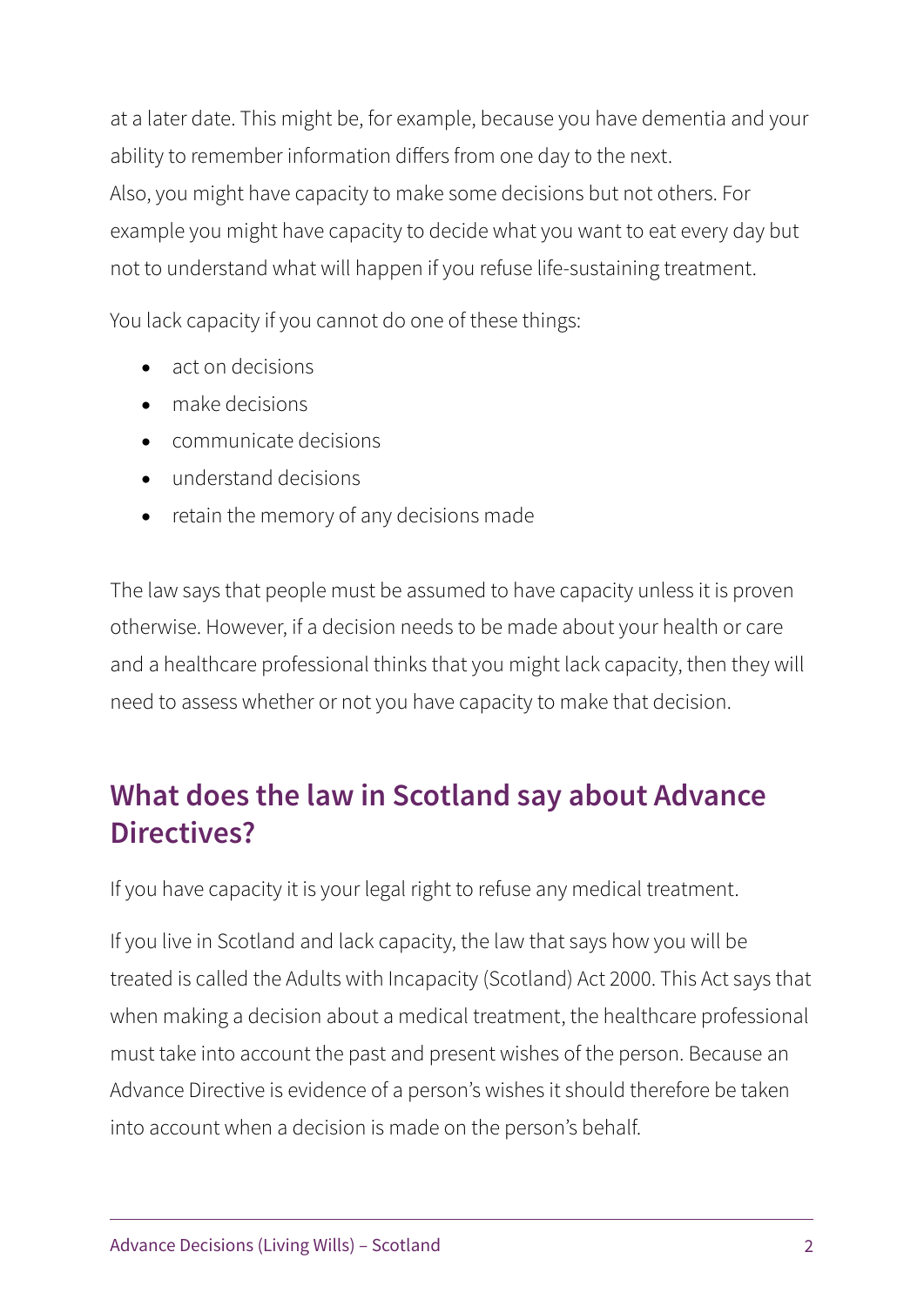at a later date. This might be, for example, because you have dementia and your ability to remember information differs from one day to the next.
Also, you might have capacity to make some decisions but not others. For example you might have capacity to decide what you want to eat every day but not to understand what will happen if you refuse life-sustaining treatment.

You lack capacity if you cannot do one of these things:

- act on decisions
- make decisions
- communicate decisions
- understand decisions
- retain the memory of any decisions made

The law says that people must be assumed to have capacity unless it is proven otherwise. However, if a decision needs to be made about your health or care and a healthcare professional thinks that you might lack capacity, then they will need to assess whether or not you have capacity to make that decision.

## What does the law in Scotland say about Advance Directives?

If you have capacity it is your legal right to refuse any medical treatment.

If you live in Scotland and lack capacity, the law that says how you will be treated is called the Adults with Incapacity (Scotland) Act 2000. This Act says that when making a decision about a medical treatment, the healthcare professional must take into account the past and present wishes of the person. Because an Advance Directive is evidence of a person's wishes it should therefore be taken into account when a decision is made on the person's behalf.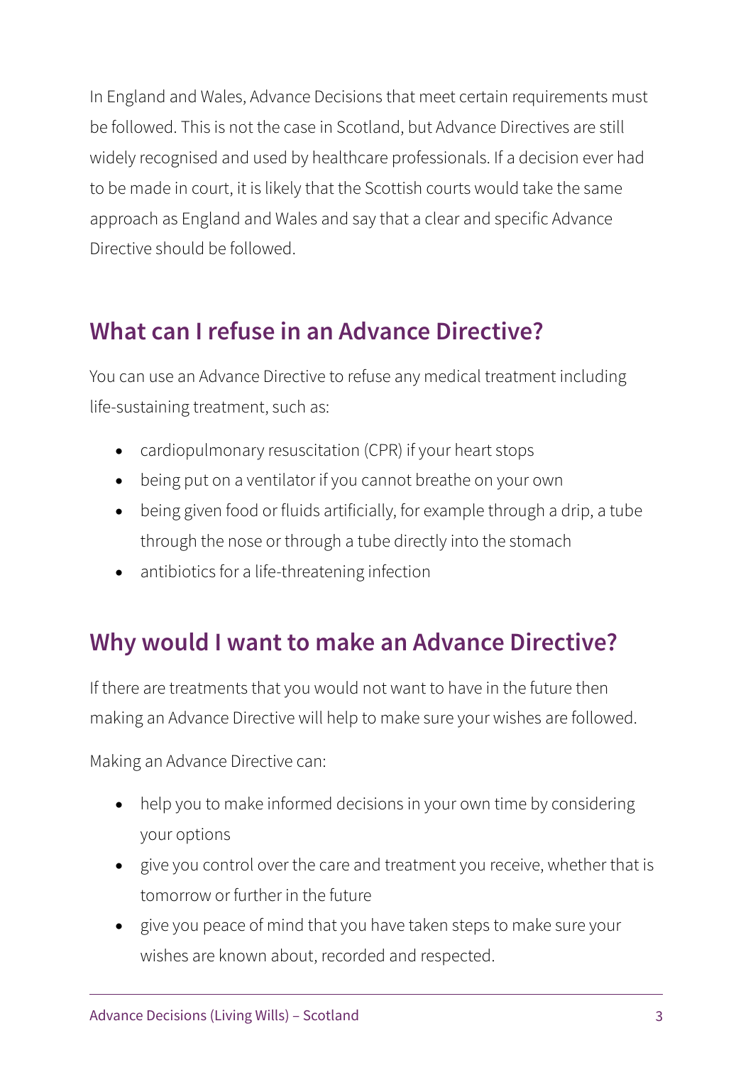In England and Wales, Advance Decisions that meet certain requirements must be followed. This is not the case in Scotland, but Advance Directives are still widely recognised and used by healthcare professionals. If a decision ever had to be made in court, it is likely that the Scottish courts would take the same approach as England and Wales and say that a clear and specific Advance Directive should be followed.

## What can I refuse in an Advance Directive?

You can use an Advance Directive to refuse any medical treatment including life-sustaining treatment, such as:

- cardiopulmonary resuscitation (CPR) if your heart stops
- being put on a ventilator if you cannot breathe on your own
- being given food or fluids artificially, for example through a drip, a tube through the nose or through a tube directly into the stomach
- antibiotics for a life-threatening infection

## Why would I want to make an Advance Directive?

If there are treatments that you would not want to have in the future then making an Advance Directive will help to make sure your wishes are followed.

Making an Advance Directive can:

- help you to make informed decisions in your own time by considering your options
- give you control over the care and treatment you receive, whether that is tomorrow or further in the future
- give you peace of mind that you have taken steps to make sure your wishes are known about, recorded and respected.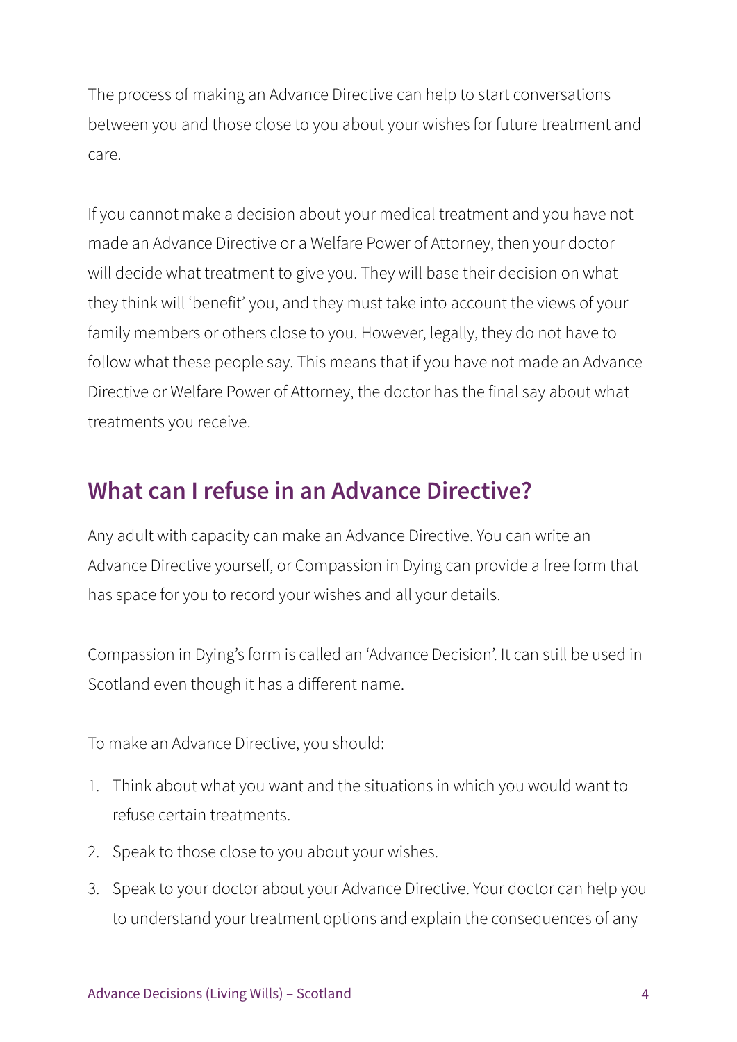The process of making an Advance Directive can help to start conversations between you and those close to you about your wishes for future treatment and care.

If you cannot make a decision about your medical treatment and you have not made an Advance Directive or a Welfare Power of Attorney, then your doctor will decide what treatment to give you. They will base their decision on what they think will 'benefit' you, and they must take into account the views of your family members or others close to you. However, legally, they do not have to follow what these people say. This means that if you have not made an Advance Directive or Welfare Power of Attorney, the doctor has the final say about what treatments you receive.

## What can I refuse in an Advance Directive?

Any adult with capacity can make an Advance Directive. You can write an Advance Directive yourself, or Compassion in Dying can provide a free form that has space for you to record your wishes and all your details.

Compassion in Dying's form is called an 'Advance Decision'. It can still be used in Scotland even though it has a different name.

To make an Advance Directive, you should:

1. Think about what you want and the situations in which you would want to refuse certain treatments.
2. Speak to those close to you about your wishes.
3. Speak to your doctor about your Advance Directive. Your doctor can help you to understand your treatment options and explain the consequences of any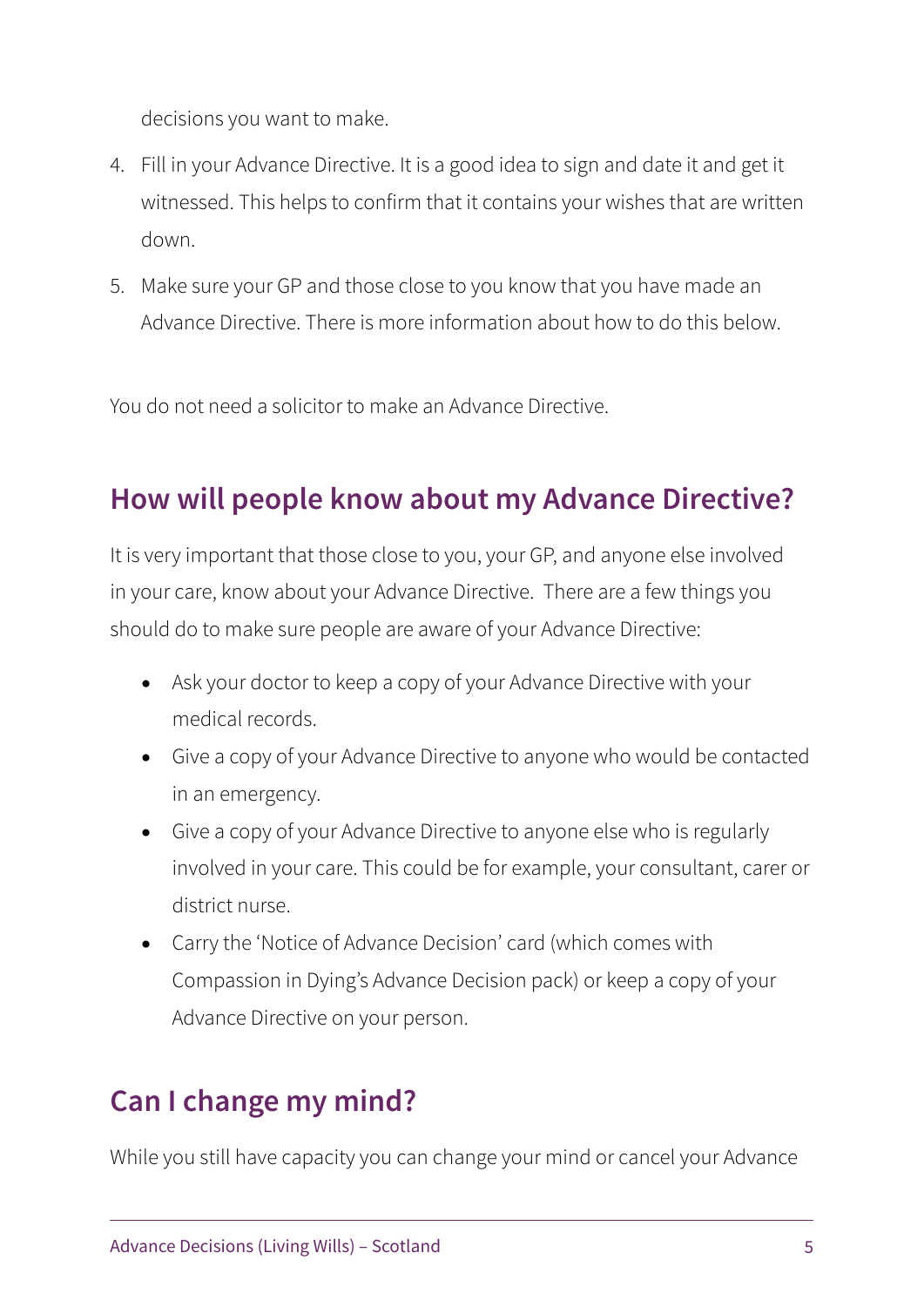decisions you want to make.

4. Fill in your Advance Directive. It is a good idea to sign and date it and get it witnessed. This helps to confirm that it contains your wishes that are written down.
5. Make sure your GP and those close to you know that you have made an Advance Directive. There is more information about how to do this below.

You do not need a solicitor to make an Advance Directive.

## How will people know about my Advance Directive?

It is very important that those close to you, your GP, and anyone else involved in your care, know about your Advance Directive. There are a few things you should do to make sure people are aware of your Advance Directive:

- Ask your doctor to keep a copy of your Advance Directive with your medical records.
- Give a copy of your Advance Directive to anyone who would be contacted in an emergency.
- Give a copy of your Advance Directive to anyone else who is regularly involved in your care. This could be for example, your consultant, carer or district nurse.
- Carry the 'Notice of Advance Decision' card (which comes with Compassion in Dying's Advance Decision pack) or keep a copy of your Advance Directive on your person.

## Can I change my mind?

While you still have capacity you can change your mind or cancel your Advance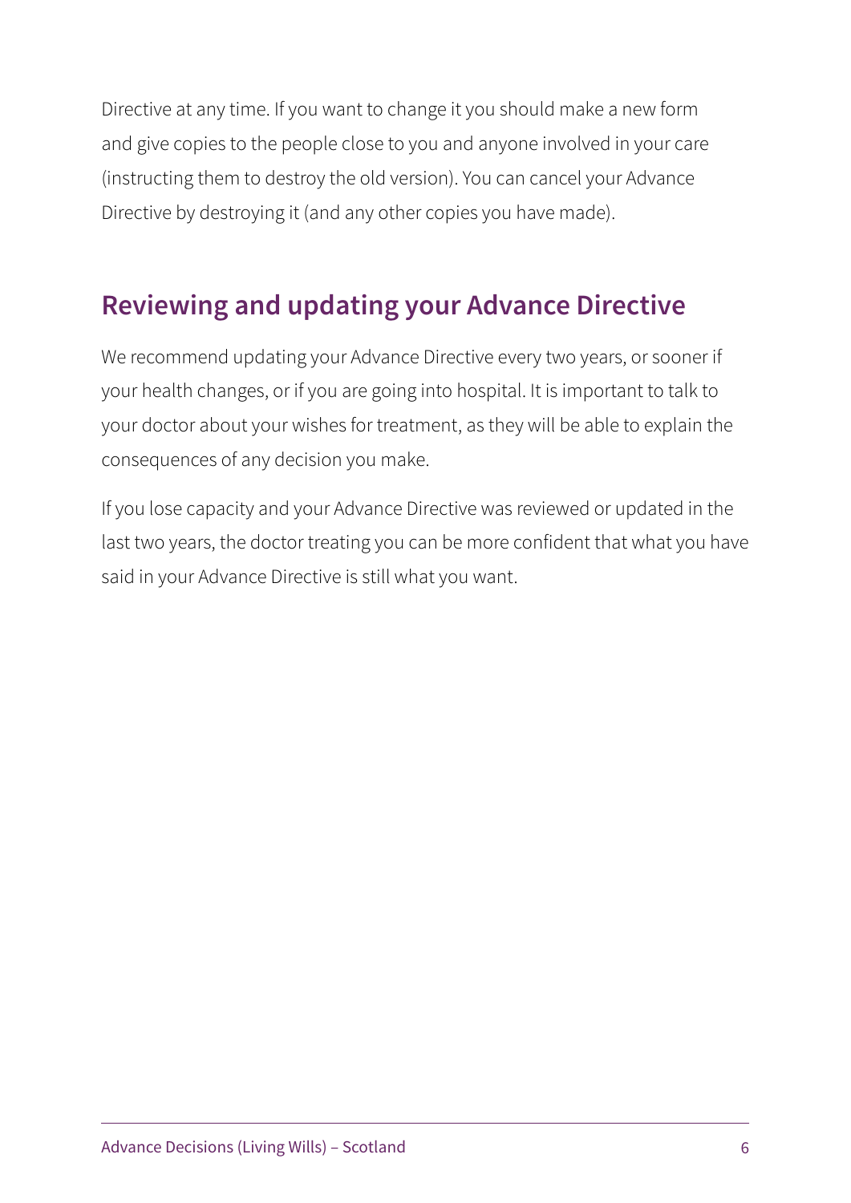Directive at any time. If you want to change it you should make a new form and give copies to the people close to you and anyone involved in your care (instructing them to destroy the old version). You can cancel your Advance Directive by destroying it (and any other copies you have made).

## Reviewing and updating your Advance Directive

We recommend updating your Advance Directive every two years, or sooner if your health changes, or if you are going into hospital. It is important to talk to your doctor about your wishes for treatment, as they will be able to explain the consequences of any decision you make.

If you lose capacity and your Advance Directive was reviewed or updated in the last two years, the doctor treating you can be more confident that what you have said in your Advance Directive is still what you want.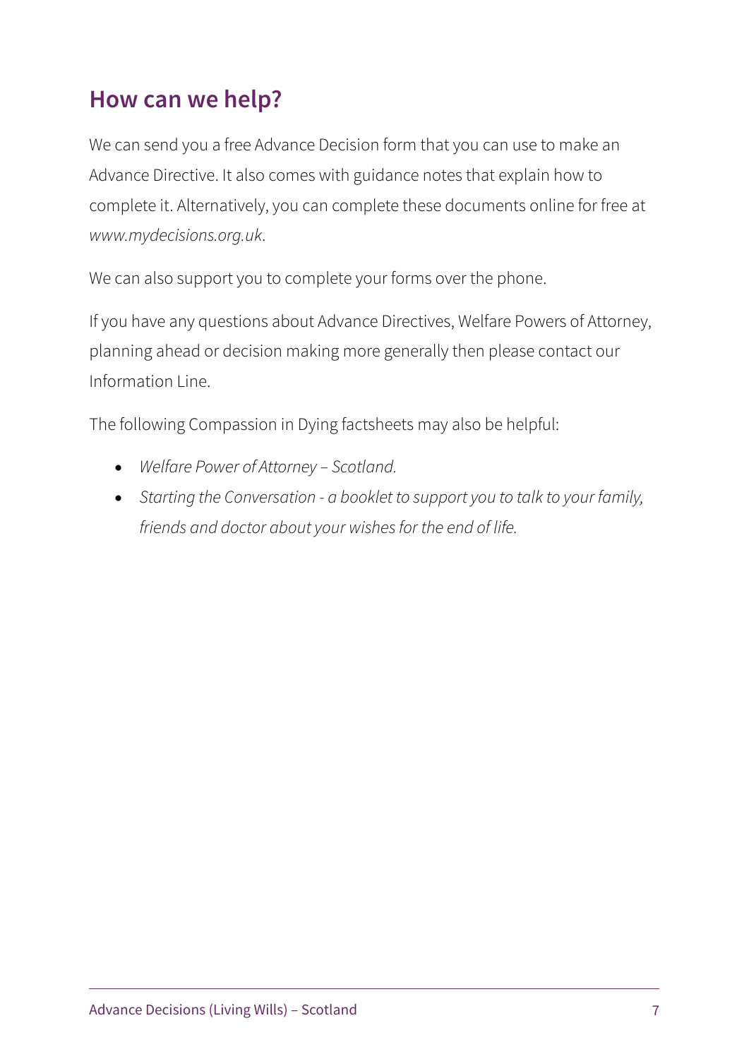## How can we help?

We can send you a free Advance Decision form that you can use to make an Advance Directive. It also comes with guidance notes that explain how to complete it. Alternatively, you can complete these documents online for free at *www.mydecisions.org.uk*.

We can also support you to complete your forms over the phone.

If you have any questions about Advance Directives, Welfare Powers of Attorney, planning ahead or decision making more generally then please contact our Information Line.

The following Compassion in Dying factsheets may also be helpful:

- *Welfare Power of Attorney – Scotland.*
- *Starting the Conversation - a booklet to support you to talk to your family, friends and doctor about your wishes for the end of life.*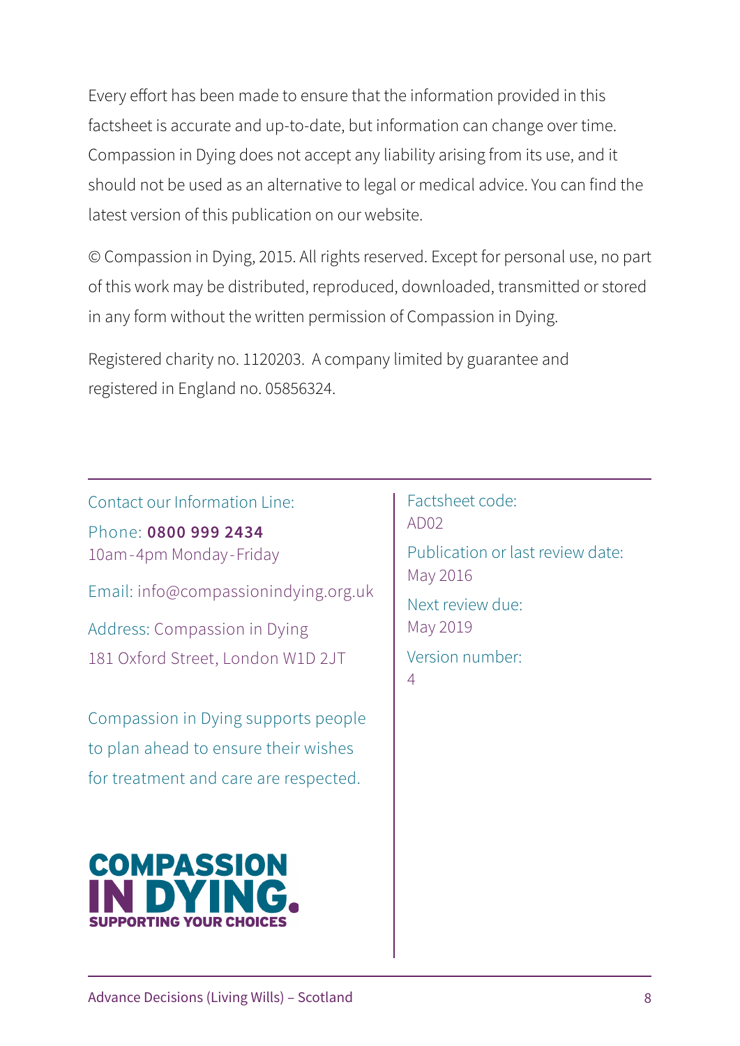Every effort has been made to ensure that the information provided in this factsheet is accurate and up-to-date, but information can change over time. Compassion in Dying does not accept any liability arising from its use, and it should not be used as an alternative to legal or medical advice. You can find the latest version of this publication on our website.

© Compassion in Dying, 2015. All rights reserved. Except for personal use, no part of this work may be distributed, reproduced, downloaded, transmitted or stored in any form without the written permission of Compassion in Dying.

Registered charity no. 1120203. A company limited by guarantee and registered in England no. 05856324.

Contact our Information Line:

Phone: **0800 999 2434**
10am-4pm Monday-Friday

Email: info@compassionindying.org.uk

Address: Compassion in Dying
181 Oxford Street, London W1D 2JT

Compassion in Dying supports people to plan ahead to ensure their wishes for treatment and care are respected.

COMPASSION IN DYING.
SUPPORTING YOUR CHOICES

Factsheet code:
AD02

Publication or last review date:
May 2016

Next review due:
May 2019

Version number:
4